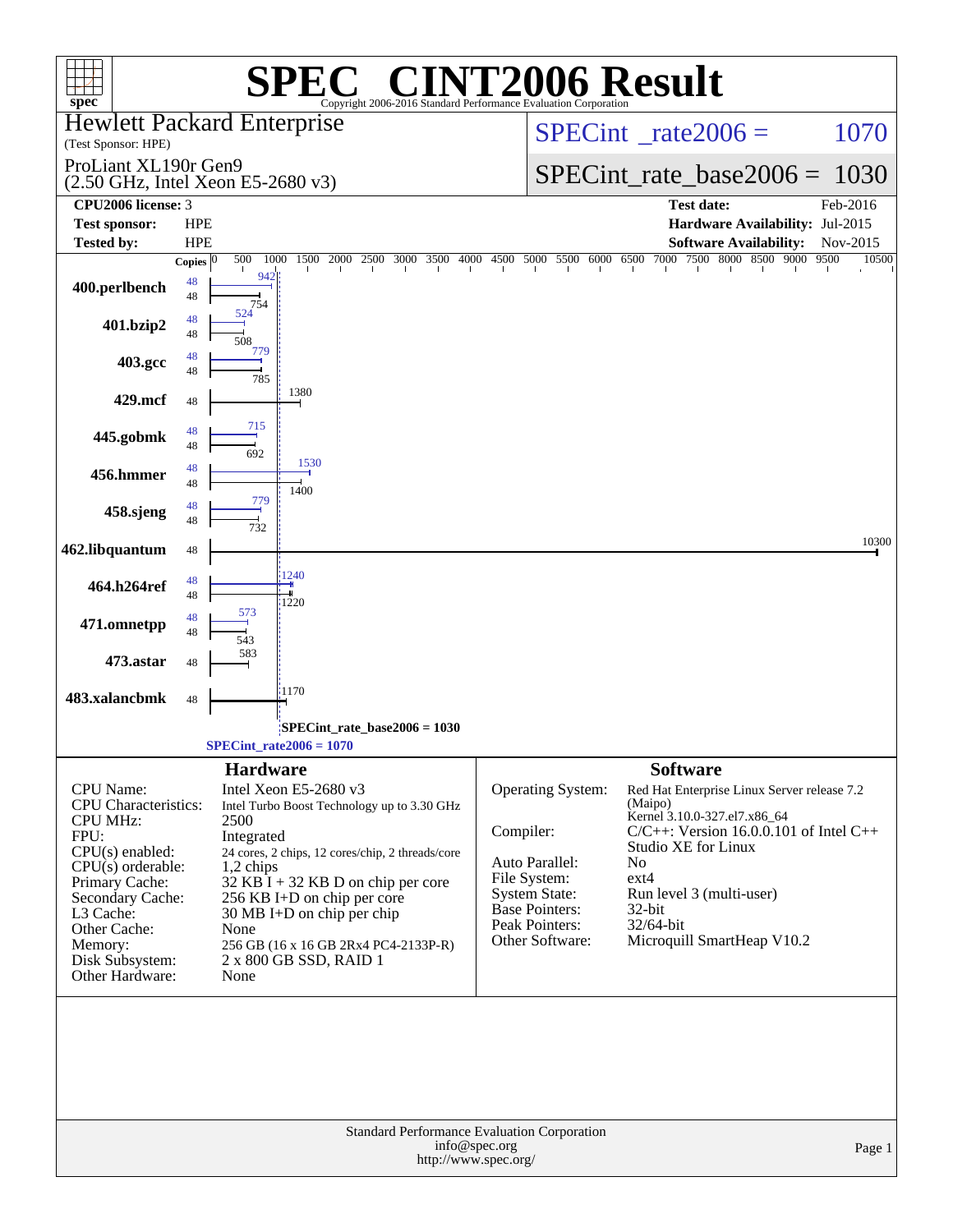# SPEC® CINT2006 Result

Copyright 2006-2016 Standard Performance Evaluation Corporation

**Hewlett Packard Enterprise**
(Test Sponsor: HPE)

**ProLiant XL190r Gen9**
(2.50 GHz, Intel Xeon E5-2680 v3)

SPECint_rate2006 = 1070

SPECint_rate_base2006 = 1030

| | | | |
|---|---|---|---|
| **CPU2006 license:** 3 | | **Test date:** | Feb-2016 |
| **Test sponsor:** | HPE | **Hardware Availability:** | Jul-2015 |
| **Tested by:** | HPE | **Software Availability:** | Nov-2015 |

| Benchmark | Copies (Peak) | Peak | Copies (Base) | Base |
|---|---|---|---|---|
| 400.perlbench | 48 | 942 | 48 | 754 |
| 401.bzip2 | 48 | 524 | 48 | 508 |
| 403.gcc | 48 | 779 | 48 | 785 |
| 429.mcf | | | 48 | 1380 |
| 445.gobmk | 48 | 715 | 48 | 692 |
| 456.hmmer | 48 | 1530 | 48 | 1400 |
| 458.sjeng | 48 | 779 | 48 | 732 |
| 462.libquantum | | | 48 | 10300 |
| 464.h264ref | 48 | 1240 | 48 | 1220 |
| 471.omnetpp | 48 | 573 | 48 | 543 |
| 473.astar | | | 48 | 583 |
| 483.xalancbmk | | | 48 | 1170 |

SPECint_rate_base2006 = 1030

SPECint_rate2006 = 1070

## Hardware

| | |
|---|---|
| CPU Name: | Intel Xeon E5-2680 v3 |
| CPU Characteristics: | Intel Turbo Boost Technology up to 3.30 GHz |
| CPU MHz: | 2500 |
| FPU: | Integrated |
| CPU(s) enabled: | 24 cores, 2 chips, 12 cores/chip, 2 threads/core |
| CPU(s) orderable: | 1,2 chips |
| Primary Cache: | 32 KB I + 32 KB D on chip per core |
| Secondary Cache: | 256 KB I+D on chip per core |
| L3 Cache: | 30 MB I+D on chip per chip |
| Other Cache: | None |
| Memory: | 256 GB (16 x 16 GB 2Rx4 PC4-2133P-R) |
| Disk Subsystem: | 2 x 800 GB SSD, RAID 1 |
| Other Hardware: | None |

## Software

| | |
|---|---|
| Operating System: | Red Hat Enterprise Linux Server release 7.2 (Maipo) Kernel 3.10.0-327.el7.x86_64 |
| Compiler: | C/C++: Version 16.0.0.101 of Intel C++ Studio XE for Linux |
| Auto Parallel: | No |
| File System: | ext4 |
| System State: | Run level 3 (multi-user) |
| Base Pointers: | 32-bit |
| Peak Pointers: | 32/64-bit |
| Other Software: | Microquill SmartHeap V10.2 |

Standard Performance Evaluation Corporation
info@spec.org
http://www.spec.org/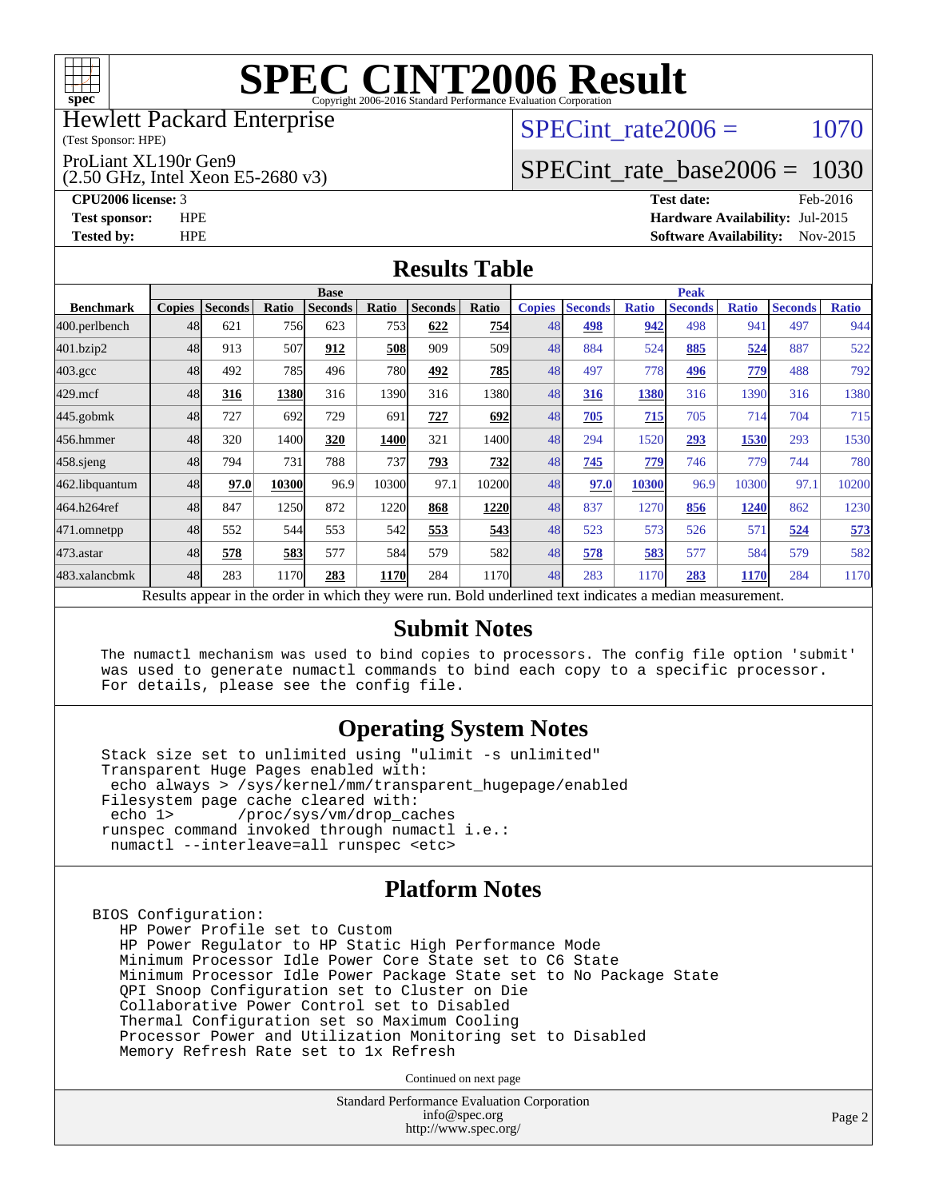# SPEC CINT2006 Result

Copyright 2006-2016 Standard Performance Evaluation Corporation

Hewlett Packard Enterprise

(Test Sponsor: HPE)

ProLiant XL190r Gen9

(2.50 GHz, Intel Xeon E5-2680 v3)

SPECint_rate2006 = 1070

SPECint_rate_base2006 = 1030

**CPU2006 license:** 3

**Test sponsor:** HPE

**Tested by:** HPE

**Test date:** Feb-2016

**Hardware Availability:** Jul-2015

**Software Availability:** Nov-2015

## Results Table

| | Base | | | | | | | Peak | | | | | | |
|---|---|---|---|---|---|---|---|---|---|---|---|---|---|---|
| **Benchmark** | **Copies** | **Seconds** | **Ratio** | **Seconds** | **Ratio** | **Seconds** | **Ratio** | **Copies** | **Seconds** | **Ratio** | **Seconds** | **Ratio** | **Seconds** | **Ratio** |
| 400.perlbench | 48 | 621 | 756 | 623 | 753 | **622** | **754** | 48 | **498** | **942** | 498 | 941 | 497 | 944 |
| 401.bzip2 | 48 | 913 | 507 | **912** | **508** | 909 | 509 | 48 | 884 | 524 | **885** | **524** | 887 | 522 |
| 403.gcc | 48 | 492 | 785 | 496 | 780 | **492** | **785** | 48 | 497 | 778 | **496** | **779** | 488 | 792 |
| 429.mcf | 48 | **316** | **1380** | 316 | 1390 | 316 | 1380 | 48 | **316** | **1380** | 316 | 1390 | 316 | 1380 |
| 445.gobmk | 48 | 727 | 692 | 729 | 691 | **727** | **692** | 48 | **705** | **715** | 705 | 714 | 704 | 715 |
| 456.hmmer | 48 | 320 | 1400 | **320** | **1400** | 321 | 1400 | 48 | 294 | 1520 | **293** | **1530** | 293 | 1530 |
| 458.sjeng | 48 | 794 | 731 | 788 | 737 | **793** | **732** | 48 | **745** | **779** | 746 | 779 | 744 | 780 |
| 462.libquantum | 48 | **97.0** | **10300** | 96.9 | 10300 | 97.1 | 10200 | 48 | **97.0** | **10300** | 96.9 | 10300 | 97.1 | 10200 |
| 464.h264ref | 48 | 847 | 1250 | 872 | 1220 | **868** | **1220** | 48 | 837 | 1270 | **856** | **1240** | 862 | 1230 |
| 471.omnetpp | 48 | 552 | 544 | 553 | 542 | **553** | **543** | 48 | 523 | 573 | 526 | 571 | **524** | **573** |
| 473.astar | 48 | **578** | **583** | 577 | 584 | 579 | 582 | 48 | **578** | **583** | 577 | 584 | 579 | 582 |
| 483.xalancbmk | 48 | 283 | 1170 | **283** | **1170** | 284 | 1170 | 48 | 283 | 1170 | **283** | **1170** | 284 | 1170 |

Results appear in the order in which they were run. Bold underlined text indicates a median measurement.

## Submit Notes

```
The numactl mechanism was used to bind copies to processors. The config file option 'submit'
was used to generate numactl commands to bind each copy to a specific processor.
For details, please see the config file.
```

## Operating System Notes

```
Stack size set to unlimited using "ulimit -s unlimited"
Transparent Huge Pages enabled with:
 echo always > /sys/kernel/mm/transparent_hugepage/enabled
Filesystem page cache cleared with:
 echo 1>       /proc/sys/vm/drop_caches
runspec command invoked through numactl i.e.:
 numactl --interleave=all runspec <etc>
```

## Platform Notes

```
BIOS Configuration:
   HP Power Profile set to Custom
   HP Power Regulator to HP Static High Performance Mode
   Minimum Processor Idle Power Core State set to C6 State
   Minimum Processor Idle Power Package State set to No Package State
   QPI Snoop Configuration set to Cluster on Die
   Collaborative Power Control set to Disabled
   Thermal Configuration set so Maximum Cooling
   Processor Power and Utilization Monitoring set to Disabled
   Memory Refresh Rate set to 1x Refresh
```

Continued on next page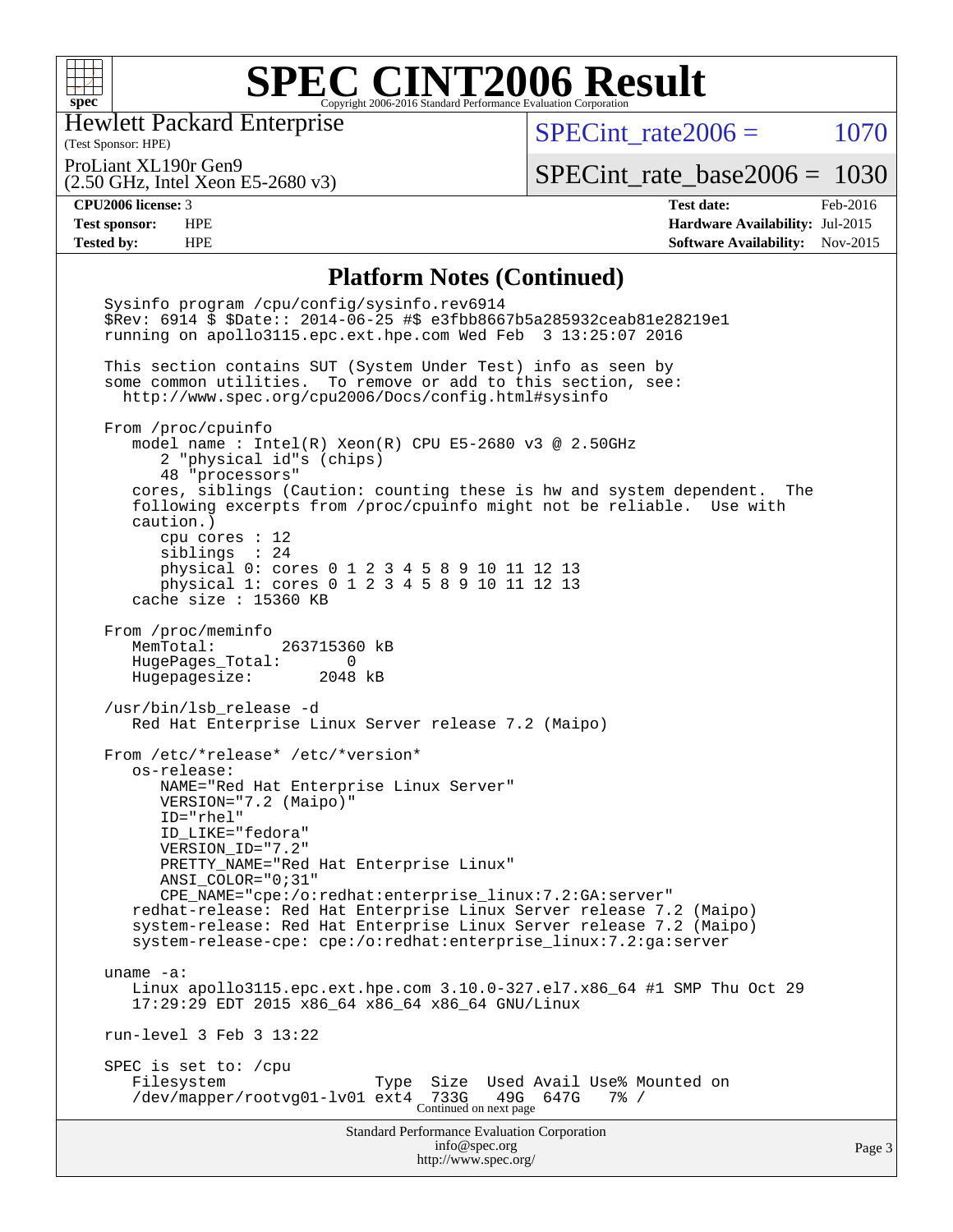# SPEC CINT2006 Result

Copyright 2006-2016 Standard Performance Evaluation Corporation

**Hewlett Packard Enterprise**
(Test Sponsor: HPE)

ProLiant XL190r Gen9
(2.50 GHz, Intel Xeon E5-2680 v3)

SPECint_rate2006 = 1070

SPECint_rate_base2006 = 1030

| | | | |
|---|---|---|---|
| **CPU2006 license:** 3 | | **Test date:** | Feb-2016 |
| **Test sponsor:** | HPE | **Hardware Availability:** | Jul-2015 |
| **Tested by:** | HPE | **Software Availability:** | Nov-2015 |

## Platform Notes (Continued)

```
Sysinfo program /cpu/config/sysinfo.rev6914
$Rev: 6914 $ $Date:: 2014-06-25 #$ e3fbb8667b5a285932ceab81e28219e1
running on apollo3115.epc.ext.hpe.com Wed Feb  3 13:25:07 2016

This section contains SUT (System Under Test) info as seen by
some common utilities.  To remove or add to this section, see:
  http://www.spec.org/cpu2006/Docs/config.html#sysinfo

From /proc/cpuinfo
   model name : Intel(R) Xeon(R) CPU E5-2680 v3 @ 2.50GHz
      2 "physical id"s (chips)
      48 "processors"
   cores, siblings (Caution: counting these is hw and system dependent.  The
   following excerpts from /proc/cpuinfo might not be reliable.  Use with
   caution.)
      cpu cores : 12
      siblings  : 24
      physical 0: cores 0 1 2 3 4 5 8 9 10 11 12 13
      physical 1: cores 0 1 2 3 4 5 8 9 10 11 12 13
   cache size : 15360 KB

From /proc/meminfo
   MemTotal:       263715360 kB
   HugePages_Total:       0
   Hugepagesize:       2048 kB

/usr/bin/lsb_release -d
   Red Hat Enterprise Linux Server release 7.2 (Maipo)

From /etc/*release* /etc/*version*
   os-release:
      NAME="Red Hat Enterprise Linux Server"
      VERSION="7.2 (Maipo)"
      ID="rhel"
      ID_LIKE="fedora"
      VERSION_ID="7.2"
      PRETTY_NAME="Red Hat Enterprise Linux"
      ANSI_COLOR="0;31"
      CPE_NAME="cpe:/o:redhat:enterprise_linux:7.2:GA:server"
   redhat-release: Red Hat Enterprise Linux Server release 7.2 (Maipo)
   system-release: Red Hat Enterprise Linux Server release 7.2 (Maipo)
   system-release-cpe: cpe:/o:redhat:enterprise_linux:7.2:ga:server

uname -a:
   Linux apollo3115.epc.ext.hpe.com 3.10.0-327.el7.x86_64 #1 SMP Thu Oct 29
   17:29:29 EDT 2015 x86_64 x86_64 x86_64 GNU/Linux

run-level 3 Feb 3 13:22

SPEC is set to: /cpu
   Filesystem                Type  Size  Used Avail Use% Mounted on
   /dev/mapper/rootvg01-lv01 ext4  733G   49G  647G   7% /
```

Continued on next page

Standard Performance Evaluation Corporation
info@spec.org
http://www.spec.org/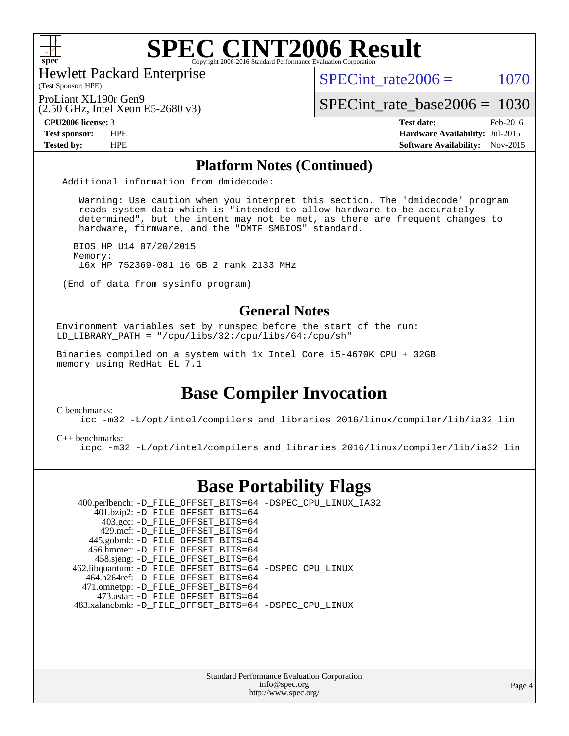# SPEC CINT2006 Result

Hewlett Packard Enterprise
(Test Sponsor: HPE)

ProLiant XL190r Gen9
(2.50 GHz, Intel Xeon E5-2680 v3)

SPECint_rate2006 = 1070

SPECint_rate_base2006 = 1030

| | | | |
|---|---|---|---|
| **CPU2006 license:** 3 | | **Test date:** | Feb-2016 |
| **Test sponsor:** | HPE | **Hardware Availability:** | Jul-2015 |
| **Tested by:** | HPE | **Software Availability:** | Nov-2015 |

## Platform Notes (Continued)

```
Additional information from dmidecode:

   Warning: Use caution when you interpret this section. The 'dmidecode' program
   reads system data which is "intended to allow hardware to be accurately
   determined", but the intent may not be met, as there are frequent changes to
   hardware, firmware, and the "DMTF SMBIOS" standard.

  BIOS HP U14 07/20/2015
  Memory:
   16x HP 752369-081 16 GB 2 rank 2133 MHz

(End of data from sysinfo program)
```

## General Notes

```
Environment variables set by runspec before the start of the run:
LD_LIBRARY_PATH = "/cpu/libs/32:/cpu/libs/64:/cpu/sh"

Binaries compiled on a system with 1x Intel Core i5-4670K CPU + 32GB
memory using RedHat EL 7.1
```

## Base Compiler Invocation

C benchmarks:
```
icc -m32 -L/opt/intel/compilers_and_libraries_2016/linux/compiler/lib/ia32_lin
```

C++ benchmarks:
```
icpc -m32 -L/opt/intel/compilers_and_libraries_2016/linux/compiler/lib/ia32_lin
```

## Base Portability Flags

| Benchmark | Flags |
|---|---|
| 400.perlbench: | -D_FILE_OFFSET_BITS=64 -DSPEC_CPU_LINUX_IA32 |
| 401.bzip2: | -D_FILE_OFFSET_BITS=64 |
| 403.gcc: | -D_FILE_OFFSET_BITS=64 |
| 429.mcf: | -D_FILE_OFFSET_BITS=64 |
| 445.gobmk: | -D_FILE_OFFSET_BITS=64 |
| 456.hmmer: | -D_FILE_OFFSET_BITS=64 |
| 458.sjeng: | -D_FILE_OFFSET_BITS=64 |
| 462.libquantum: | -D_FILE_OFFSET_BITS=64 -DSPEC_CPU_LINUX |
| 464.h264ref: | -D_FILE_OFFSET_BITS=64 |
| 471.omnetpp: | -D_FILE_OFFSET_BITS=64 |
| 473.astar: | -D_FILE_OFFSET_BITS=64 |
| 483.xalancbmk: | -D_FILE_OFFSET_BITS=64 -DSPEC_CPU_LINUX |

Standard Performance Evaluation Corporation
info@spec.org
http://www.spec.org/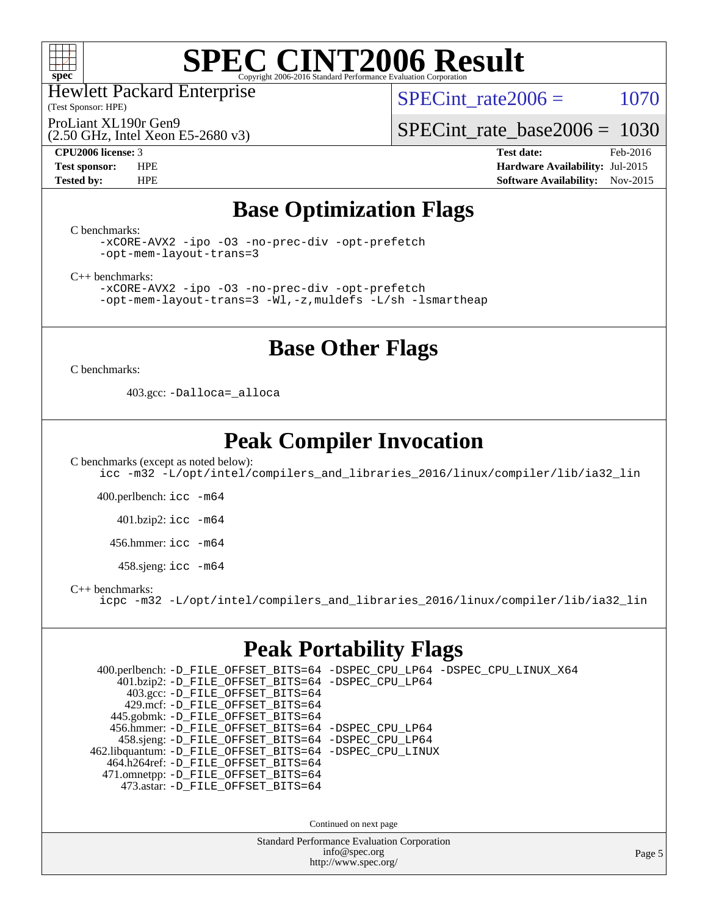# SPEC CINT2006 Result

Hewlett Packard Enterprise
(Test Sponsor: HPE)

ProLiant XL190r Gen9
(2.50 GHz, Intel Xeon E5-2680 v3)

SPECint_rate2006 = 1070

SPECint_rate_base2006 = 1030

**CPU2006 license:** 3
**Test sponsor:** HPE
**Tested by:** HPE

**Test date:** Feb-2016
**Hardware Availability:** Jul-2015
**Software Availability:** Nov-2015

## Base Optimization Flags

C benchmarks:

```
-xCORE-AVX2 -ipo -O3 -no-prec-div -opt-prefetch
-opt-mem-layout-trans=3
```

C++ benchmarks:

```
-xCORE-AVX2 -ipo -O3 -no-prec-div -opt-prefetch
-opt-mem-layout-trans=3 -Wl,-z,muldefs -L/sh -lsmartheap
```

## Base Other Flags

C benchmarks:

403.gcc: `-Dalloca=_alloca`

## Peak Compiler Invocation

C benchmarks (except as noted below):

```
icc -m32 -L/opt/intel/compilers_and_libraries_2016/linux/compiler/lib/ia32_lin
```

400.perlbench: `icc -m64`

401.bzip2: `icc -m64`

456.hmmer: `icc -m64`

458.sjeng: `icc -m64`

C++ benchmarks:

```
icpc -m32 -L/opt/intel/compilers_and_libraries_2016/linux/compiler/lib/ia32_lin
```

## Peak Portability Flags

400.perlbench: `-D_FILE_OFFSET_BITS=64 -DSPEC_CPU_LP64 -DSPEC_CPU_LINUX_X64`
401.bzip2: `-D_FILE_OFFSET_BITS=64 -DSPEC_CPU_LP64`
403.gcc: `-D_FILE_OFFSET_BITS=64`
429.mcf: `-D_FILE_OFFSET_BITS=64`
445.gobmk: `-D_FILE_OFFSET_BITS=64`
456.hmmer: `-D_FILE_OFFSET_BITS=64 -DSPEC_CPU_LP64`
458.sjeng: `-D_FILE_OFFSET_BITS=64 -DSPEC_CPU_LP64`
462.libquantum: `-D_FILE_OFFSET_BITS=64 -DSPEC_CPU_LINUX`
464.h264ref: `-D_FILE_OFFSET_BITS=64`
471.omnetpp: `-D_FILE_OFFSET_BITS=64`
473.astar: `-D_FILE_OFFSET_BITS=64`

Continued on next page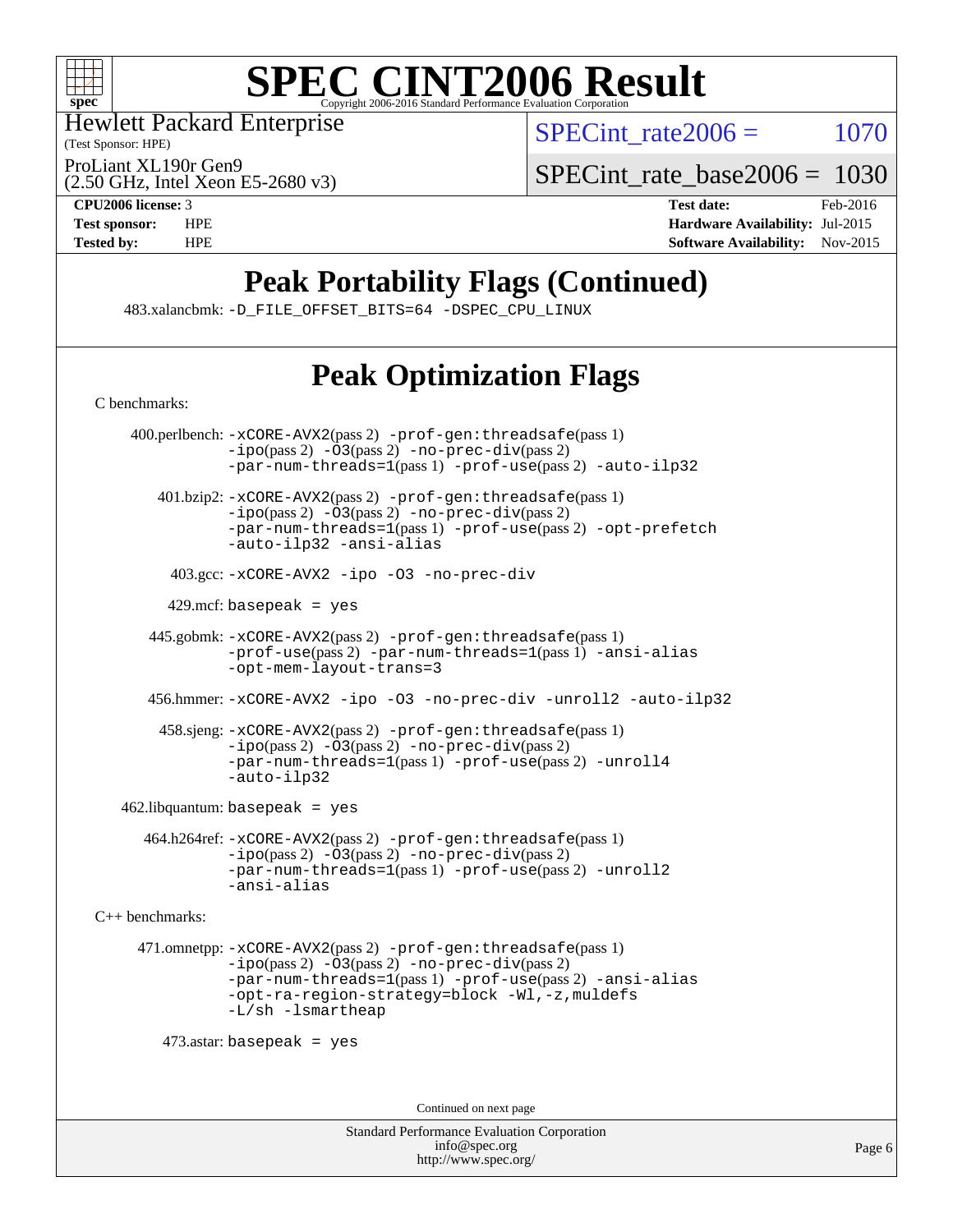# SPEC CINT2006 Result

Hewlett Packard Enterprise
(Test Sponsor: HPE)

ProLiant XL190r Gen9
(2.50 GHz, Intel Xeon E5-2680 v3)

SPECint_rate2006 = 1070

SPECint_rate_base2006 = 1030

**CPU2006 license:** 3
**Test sponsor:** HPE
**Tested by:** HPE

**Test date:** Feb-2016
**Hardware Availability:** Jul-2015
**Software Availability:** Nov-2015

## Peak Portability Flags (Continued)

483.xalancbmk: -D_FILE_OFFSET_BITS=64 -DSPEC_CPU_LINUX

## Peak Optimization Flags

C benchmarks:

400.perlbench: -xCORE-AVX2(pass 2) -prof-gen:threadsafe(pass 1) -ipo(pass 2) -O3(pass 2) -no-prec-div(pass 2) -par-num-threads=1(pass 1) -prof-use(pass 2) -auto-ilp32

401.bzip2: -xCORE-AVX2(pass 2) -prof-gen:threadsafe(pass 1) -ipo(pass 2) -O3(pass 2) -no-prec-div(pass 2) -par-num-threads=1(pass 1) -prof-use(pass 2) -opt-prefetch -auto-ilp32 -ansi-alias

403.gcc: -xCORE-AVX2 -ipo -O3 -no-prec-div

429.mcf: basepeak = yes

445.gobmk: -xCORE-AVX2(pass 2) -prof-gen:threadsafe(pass 1) -prof-use(pass 2) -par-num-threads=1(pass 1) -ansi-alias -opt-mem-layout-trans=3

456.hmmer: -xCORE-AVX2 -ipo -O3 -no-prec-div -unroll2 -auto-ilp32

458.sjeng: -xCORE-AVX2(pass 2) -prof-gen:threadsafe(pass 1) -ipo(pass 2) -O3(pass 2) -no-prec-div(pass 2) -par-num-threads=1(pass 1) -prof-use(pass 2) -unroll4 -auto-ilp32

462.libquantum: basepeak = yes

464.h264ref: -xCORE-AVX2(pass 2) -prof-gen:threadsafe(pass 1) -ipo(pass 2) -O3(pass 2) -no-prec-div(pass 2) -par-num-threads=1(pass 1) -prof-use(pass 2) -unroll2 -ansi-alias

C++ benchmarks:

471.omnetpp: -xCORE-AVX2(pass 2) -prof-gen:threadsafe(pass 1) -ipo(pass 2) -O3(pass 2) -no-prec-div(pass 2) -par-num-threads=1(pass 1) -prof-use(pass 2) -ansi-alias -opt-ra-region-strategy=block -Wl,-z,muldefs -L/sh -lsmartheap

473.astar: basepeak = yes

Continued on next page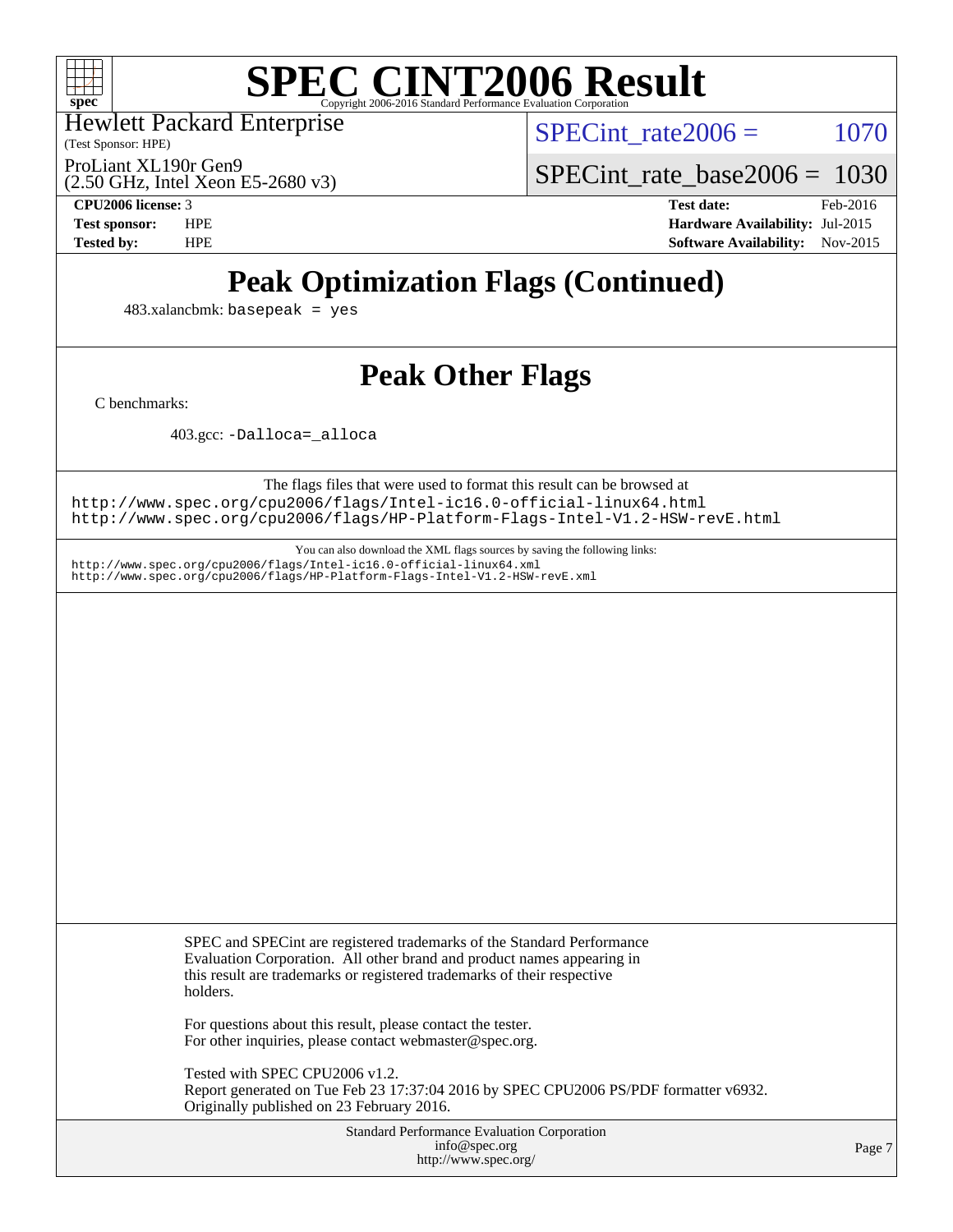# SPEC CINT2006 Result

Copyright 2006-2016 Standard Performance Evaluation Corporation

Hewlett Packard Enterprise
(Test Sponsor: HPE)

ProLiant XL190r Gen9
(2.50 GHz, Intel Xeon E5-2680 v3)

SPECint_rate2006 = 1070

SPECint_rate_base2006 = 1030

| | | | |
|---|---|---|---|
| **CPU2006 license:** | 3 | **Test date:** | Feb-2016 |
| **Test sponsor:** | HPE | **Hardware Availability:** | Jul-2015 |
| **Tested by:** | HPE | **Software Availability:** | Nov-2015 |

## Peak Optimization Flags (Continued)

483.xalancbmk: basepeak = yes

## Peak Other Flags

C benchmarks:

403.gcc: -Dalloca=_alloca

The flags files that were used to format this result can be browsed at
http://www.spec.org/cpu2006/flags/Intel-ic16.0-official-linux64.html
http://www.spec.org/cpu2006/flags/HP-Platform-Flags-Intel-V1.2-HSW-revE.html

You can also download the XML flags sources by saving the following links:
http://www.spec.org/cpu2006/flags/Intel-ic16.0-official-linux64.xml
http://www.spec.org/cpu2006/flags/HP-Platform-Flags-Intel-V1.2-HSW-revE.xml

SPEC and SPECint are registered trademarks of the Standard Performance Evaluation Corporation. All other brand and product names appearing in this result are trademarks or registered trademarks of their respective holders.

For questions about this result, please contact the tester.
For other inquiries, please contact webmaster@spec.org.

Tested with SPEC CPU2006 v1.2.
Report generated on Tue Feb 23 17:37:04 2016 by SPEC CPU2006 PS/PDF formatter v6932.
Originally published on 23 February 2016.

Standard Performance Evaluation Corporation
info@spec.org
http://www.spec.org/